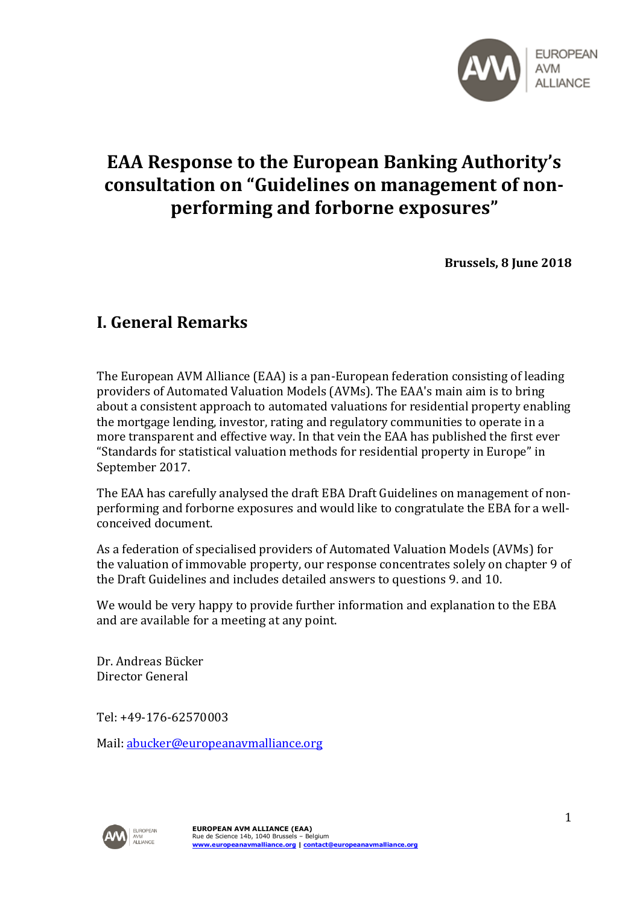# EAA Response to the European Banking Authority's consultation on "Guidelines on management of non-performing and forborne exposures"

**Brussels, 8 June 2018**

## I. General Remarks

The European AVM Alliance (EAA) is a pan-European federation consisting of leading providers of Automated Valuation Models (AVMs). The EAA's main aim is to bring about a consistent approach to automated valuations for residential property enabling the mortgage lending, investor, rating and regulatory communities to operate in a more transparent and effective way. In that vein the EAA has published the first ever "Standards for statistical valuation methods for residential property in Europe" in September 2017.

The EAA has carefully analysed the draft EBA Draft Guidelines on management of non-performing and forborne exposures and would like to congratulate the EBA for a well-conceived document.

As a federation of specialised providers of Automated Valuation Models (AVMs) for the valuation of immovable property, our response concentrates solely on chapter 9 of the Draft Guidelines and includes detailed answers to questions 9. and 10.

We would be very happy to provide further information and explanation to the EBA and are available for a meeting at any point.

Dr. Andreas Bücker
Director General

Tel: +49-176-62570003

Mail: abucker@europeanavmalliance.org

**EUROPEAN AVM ALLIANCE (EAA)**
Rue de Science 14b, 1040 Brussels – Belgium
www.europeanavmalliance.org | contact@europeanavmalliance.org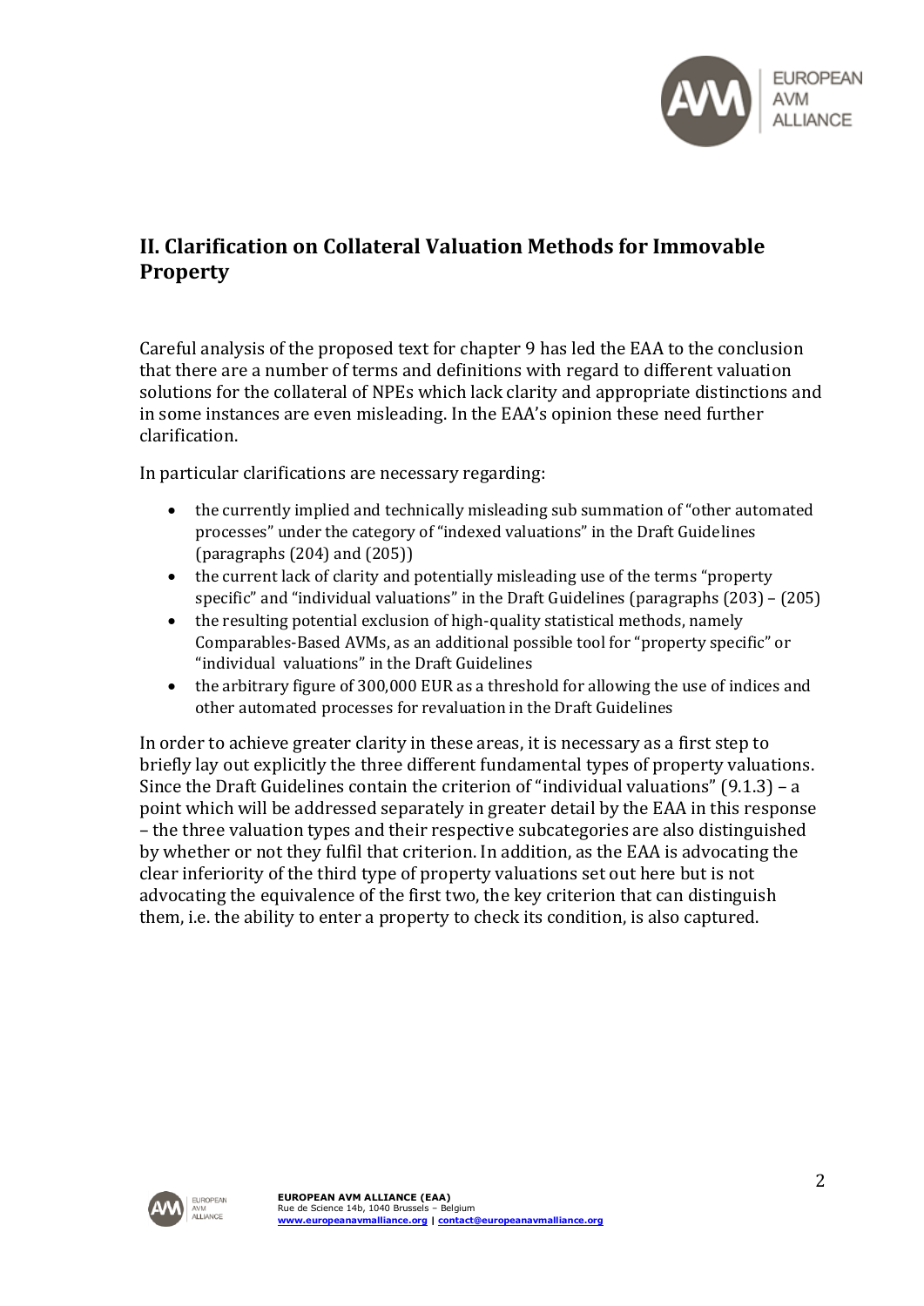## II. Clarification on Collateral Valuation Methods for Immovable Property

Careful analysis of the proposed text for chapter 9 has led the EAA to the conclusion that there are a number of terms and definitions with regard to different valuation solutions for the collateral of NPEs which lack clarity and appropriate distinctions and in some instances are even misleading. In the EAA's opinion these need further clarification.

In particular clarifications are necessary regarding:

- the currently implied and technically misleading sub summation of "other automated processes" under the category of "indexed valuations" in the Draft Guidelines (paragraphs (204) and (205))
- the current lack of clarity and potentially misleading use of the terms "property specific" and "individual valuations" in the Draft Guidelines (paragraphs (203) – (205)
- the resulting potential exclusion of high-quality statistical methods, namely Comparables-Based AVMs, as an additional possible tool for "property specific" or "individual valuations" in the Draft Guidelines
- the arbitrary figure of 300,000 EUR as a threshold for allowing the use of indices and other automated processes for revaluation in the Draft Guidelines

In order to achieve greater clarity in these areas, it is necessary as a first step to briefly lay out explicitly the three different fundamental types of property valuations. Since the Draft Guidelines contain the criterion of "individual valuations" (9.1.3) – a point which will be addressed separately in greater detail by the EAA in this response – the three valuation types and their respective subcategories are also distinguished by whether or not they fulfil that criterion. In addition, as the EAA is advocating the clear inferiority of the third type of property valuations set out here but is not advocating the equivalence of the first two, the key criterion that can distinguish them, i.e. the ability to enter a property to check its condition, is also captured.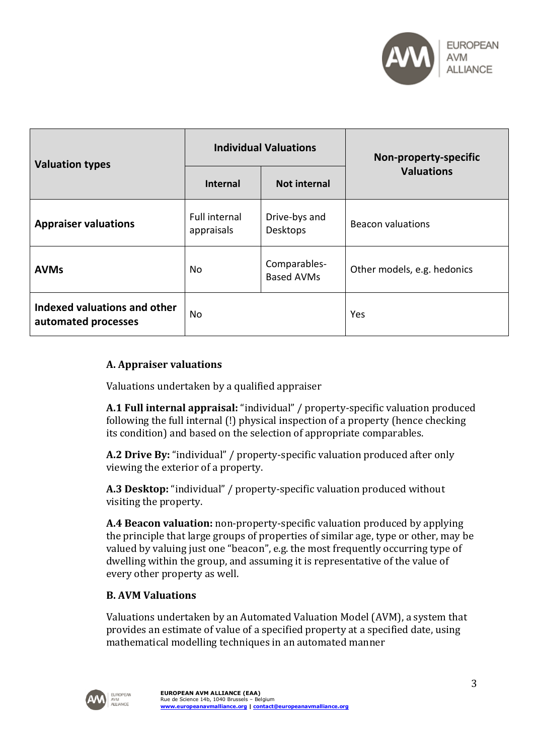| Valuation types | Individual Valuations | | Non-property-specific Valuations |
|---|---|---|---|
| | **Internal** | **Not internal** | |
| **Appraiser valuations** | Full internal appraisals | Drive-bys and Desktops | Beacon valuations |
| **AVMs** | No | Comparables-Based AVMs | Other models, e.g. hedonics |
| **Indexed valuations and other automated processes** | No | | Yes |

### A. Appraiser valuations

Valuations undertaken by a qualified appraiser

**A.1 Full internal appraisal:** "individual" / property-specific valuation produced following the full internal (!) physical inspection of a property (hence checking its condition) and based on the selection of appropriate comparables.

**A.2 Drive By:** "individual" / property-specific valuation produced after only viewing the exterior of a property.

**A.3 Desktop:** "individual" / property-specific valuation produced without visiting the property.

**A.4 Beacon valuation:** non-property-specific valuation produced by applying the principle that large groups of properties of similar age, type or other, may be valued by valuing just one "beacon", e.g. the most frequently occurring type of dwelling within the group, and assuming it is representative of the value of every other property as well.

### B. AVM Valuations

Valuations undertaken by an Automated Valuation Model (AVM), a system that provides an estimate of value of a specified property at a specified date, using mathematical modelling techniques in an automated manner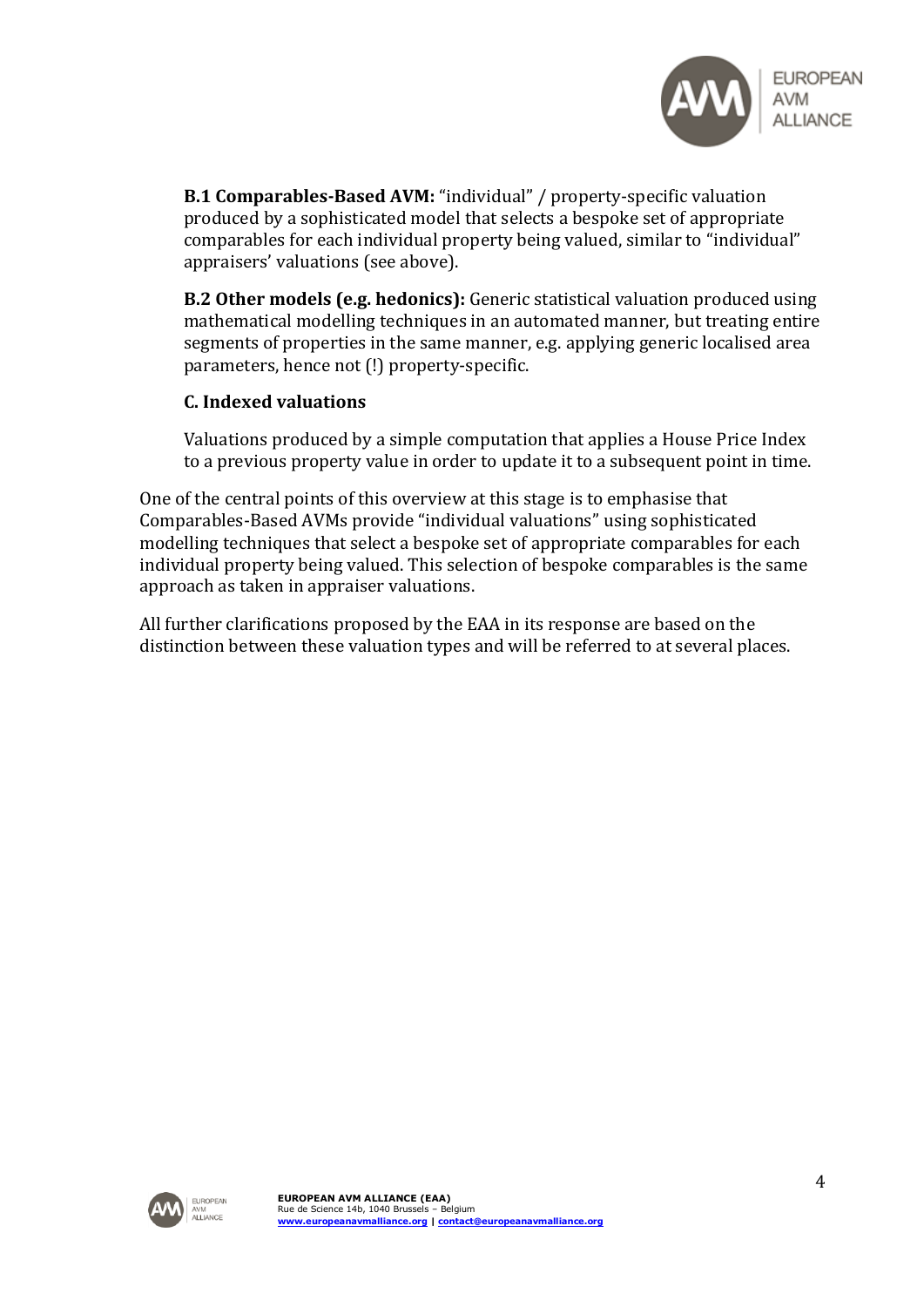**B.1 Comparables-Based AVM:** "individual" / property-specific valuation produced by a sophisticated model that selects a bespoke set of appropriate comparables for each individual property being valued, similar to "individual" appraisers' valuations (see above).

**B.2 Other models (e.g. hedonics):** Generic statistical valuation produced using mathematical modelling techniques in an automated manner, but treating entire segments of properties in the same manner, e.g. applying generic localised area parameters, hence not (!) property-specific.

**C. Indexed valuations**

Valuations produced by a simple computation that applies a House Price Index to a previous property value in order to update it to a subsequent point in time.

One of the central points of this overview at this stage is to emphasise that Comparables-Based AVMs provide "individual valuations" using sophisticated modelling techniques that select a bespoke set of appropriate comparables for each individual property being valued. This selection of bespoke comparables is the same approach as taken in appraiser valuations.

All further clarifications proposed by the EAA in its response are based on the distinction between these valuation types and will be referred to at several places.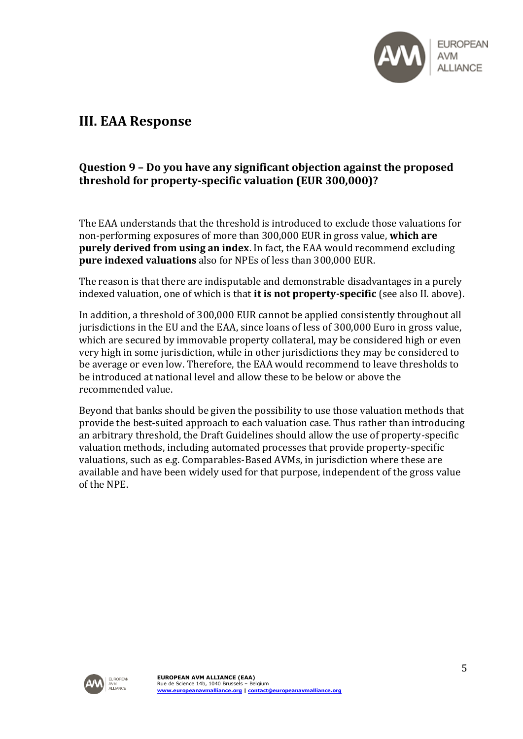# III. EAA Response

## Question 9 – Do you have any significant objection against the proposed threshold for property-specific valuation (EUR 300,000)?

The EAA understands that the threshold is introduced to exclude those valuations for non-performing exposures of more than 300,000 EUR in gross value, **which are purely derived from using an index**. In fact, the EAA would recommend excluding **pure indexed valuations** also for NPEs of less than 300,000 EUR.

The reason is that there are indisputable and demonstrable disadvantages in a purely indexed valuation, one of which is that **it is not property-specific** (see also II. above).

In addition, a threshold of 300,000 EUR cannot be applied consistently throughout all jurisdictions in the EU and the EAA, since loans of less of 300,000 Euro in gross value, which are secured by immovable property collateral, may be considered high or even very high in some jurisdiction, while in other jurisdictions they may be considered to be average or even low. Therefore, the EAA would recommend to leave thresholds to be introduced at national level and allow these to be below or above the recommended value.

Beyond that banks should be given the possibility to use those valuation methods that provide the best-suited approach to each valuation case. Thus rather than introducing an arbitrary threshold, the Draft Guidelines should allow the use of property-specific valuation methods, including automated processes that provide property-specific valuations, such as e.g. Comparables-Based AVMs, in jurisdiction where these are available and have been widely used for that purpose, independent of the gross value of the NPE.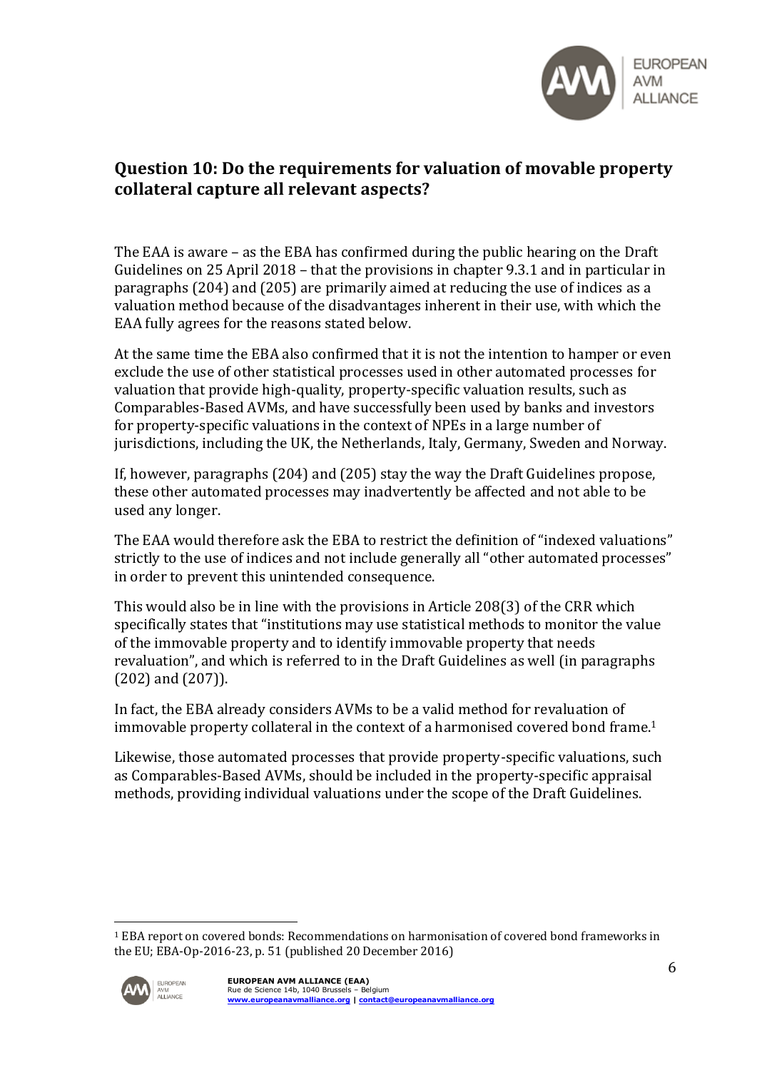## Question 10: Do the requirements for valuation of movable property collateral capture all relevant aspects?

The EAA is aware – as the EBA has confirmed during the public hearing on the Draft Guidelines on 25 April 2018 – that the provisions in chapter 9.3.1 and in particular in paragraphs (204) and (205) are primarily aimed at reducing the use of indices as a valuation method because of the disadvantages inherent in their use, with which the EAA fully agrees for the reasons stated below.

At the same time the EBA also confirmed that it is not the intention to hamper or even exclude the use of other statistical processes used in other automated processes for valuation that provide high-quality, property-specific valuation results, such as Comparables-Based AVMs, and have successfully been used by banks and investors for property-specific valuations in the context of NPEs in a large number of jurisdictions, including the UK, the Netherlands, Italy, Germany, Sweden and Norway.

If, however, paragraphs (204) and (205) stay the way the Draft Guidelines propose, these other automated processes may inadvertently be affected and not able to be used any longer.

The EAA would therefore ask the EBA to restrict the definition of "indexed valuations" strictly to the use of indices and not include generally all "other automated processes" in order to prevent this unintended consequence.

This would also be in line with the provisions in Article 208(3) of the CRR which specifically states that "institutions may use statistical methods to monitor the value of the immovable property and to identify immovable property that needs revaluation", and which is referred to in the Draft Guidelines as well (in paragraphs (202) and (207)).

In fact, the EBA already considers AVMs to be a valid method for revaluation of immovable property collateral in the context of a harmonised covered bond frame.[1]

Likewise, those automated processes that provide property-specific valuations, such as Comparables-Based AVMs, should be included in the property-specific appraisal methods, providing individual valuations under the scope of the Draft Guidelines.

---

[1] EBA report on covered bonds: Recommendations on harmonisation of covered bond frameworks in the EU; EBA-Op-2016-23, p. 51 (published 20 December 2016)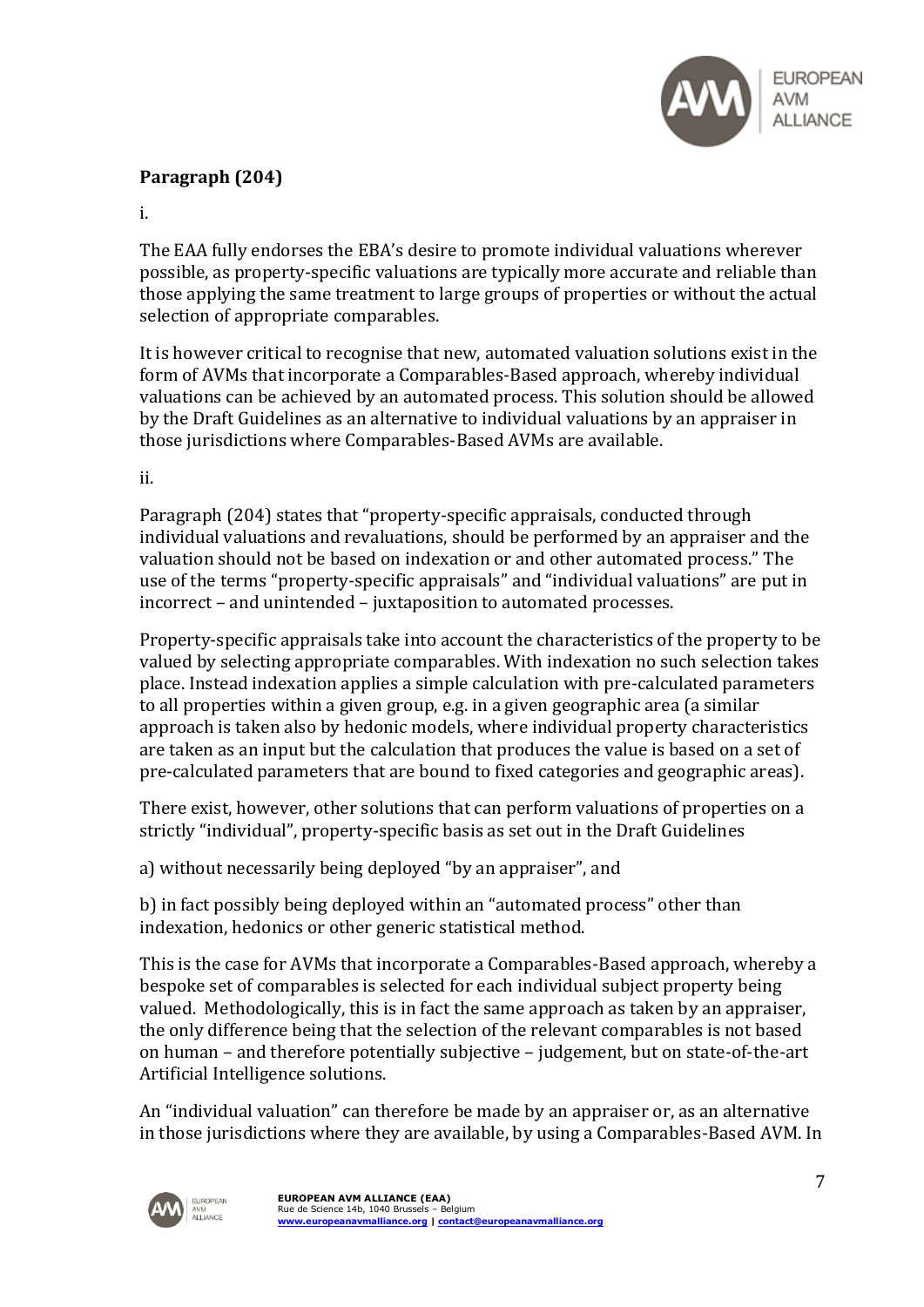**Paragraph (204)**

i.

The EAA fully endorses the EBA's desire to promote individual valuations wherever possible, as property-specific valuations are typically more accurate and reliable than those applying the same treatment to large groups of properties or without the actual selection of appropriate comparables.

It is however critical to recognise that new, automated valuation solutions exist in the form of AVMs that incorporate a Comparables-Based approach, whereby individual valuations can be achieved by an automated process. This solution should be allowed by the Draft Guidelines as an alternative to individual valuations by an appraiser in those jurisdictions where Comparables-Based AVMs are available.

ii.

Paragraph (204) states that "property-specific appraisals, conducted through individual valuations and revaluations, should be performed by an appraiser and the valuation should not be based on indexation or and other automated process." The use of the terms "property-specific appraisals" and "individual valuations" are put in incorrect – and unintended – juxtaposition to automated processes.

Property-specific appraisals take into account the characteristics of the property to be valued by selecting appropriate comparables. With indexation no such selection takes place. Instead indexation applies a simple calculation with pre-calculated parameters to all properties within a given group, e.g. in a given geographic area (a similar approach is taken also by hedonic models, where individual property characteristics are taken as an input but the calculation that produces the value is based on a set of pre-calculated parameters that are bound to fixed categories and geographic areas).

There exist, however, other solutions that can perform valuations of properties on a strictly "individual", property-specific basis as set out in the Draft Guidelines

a) without necessarily being deployed "by an appraiser", and

b) in fact possibly being deployed within an "automated process" other than indexation, hedonics or other generic statistical method.

This is the case for AVMs that incorporate a Comparables-Based approach, whereby a bespoke set of comparables is selected for each individual subject property being valued. Methodologically, this is in fact the same approach as taken by an appraiser, the only difference being that the selection of the relevant comparables is not based on human – and therefore potentially subjective – judgement, but on state-of-the-art Artificial Intelligence solutions.

An "individual valuation" can therefore be made by an appraiser or, as an alternative in those jurisdictions where they are available, by using a Comparables-Based AVM. In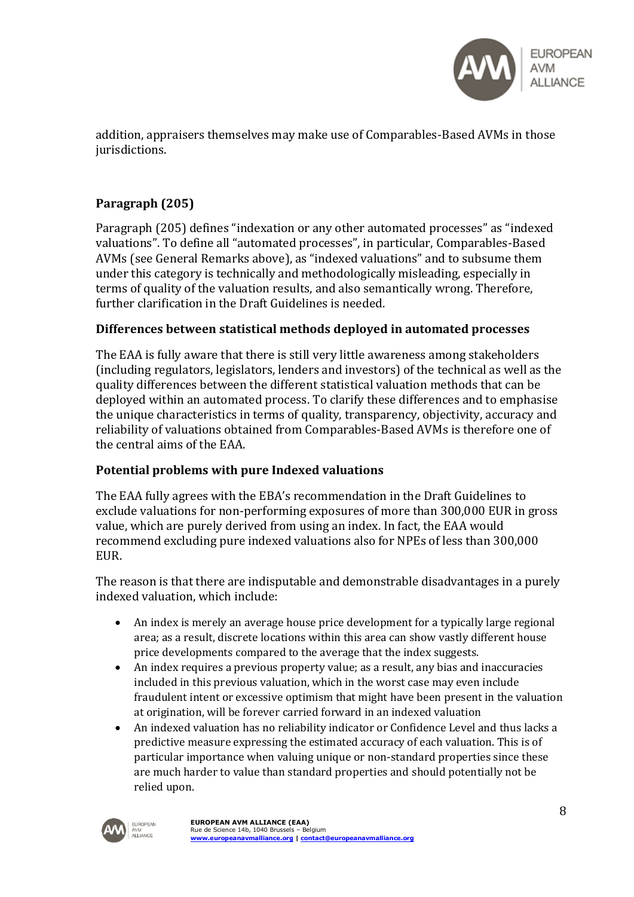addition, appraisers themselves may make use of Comparables-Based AVMs in those jurisdictions.

**Paragraph (205)**

Paragraph (205) defines "indexation or any other automated processes" as "indexed valuations". To define all "automated processes", in particular, Comparables-Based AVMs (see General Remarks above), as "indexed valuations" and to subsume them under this category is technically and methodologically misleading, especially in terms of quality of the valuation results, and also semantically wrong. Therefore, further clarification in the Draft Guidelines is needed.

**Differences between statistical methods deployed in automated processes**

The EAA is fully aware that there is still very little awareness among stakeholders (including regulators, legislators, lenders and investors) of the technical as well as the quality differences between the different statistical valuation methods that can be deployed within an automated process. To clarify these differences and to emphasise the unique characteristics in terms of quality, transparency, objectivity, accuracy and reliability of valuations obtained from Comparables-Based AVMs is therefore one of the central aims of the EAA.

**Potential problems with pure Indexed valuations**

The EAA fully agrees with the EBA's recommendation in the Draft Guidelines to exclude valuations for non-performing exposures of more than 300,000 EUR in gross value, which are purely derived from using an index. In fact, the EAA would recommend excluding pure indexed valuations also for NPEs of less than 300,000 EUR.

The reason is that there are indisputable and demonstrable disadvantages in a purely indexed valuation, which include:

- An index is merely an average house price development for a typically large regional area; as a result, discrete locations within this area can show vastly different house price developments compared to the average that the index suggests.
- An index requires a previous property value; as a result, any bias and inaccuracies included in this previous valuation, which in the worst case may even include fraudulent intent or excessive optimism that might have been present in the valuation at origination, will be forever carried forward in an indexed valuation
- An indexed valuation has no reliability indicator or Confidence Level and thus lacks a predictive measure expressing the estimated accuracy of each valuation. This is of particular importance when valuing unique or non-standard properties since these are much harder to value than standard properties and should potentially not be relied upon.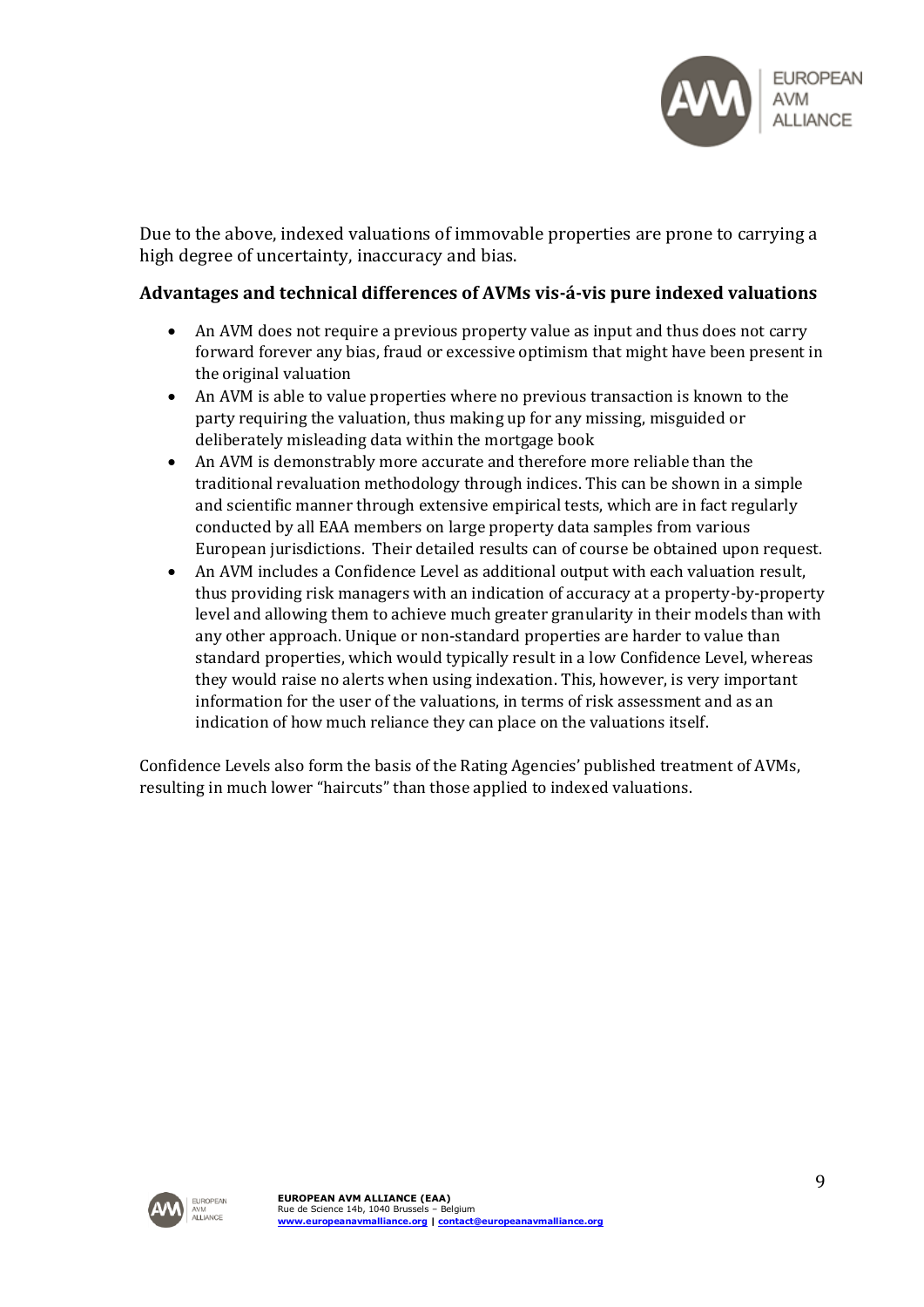Due to the above, indexed valuations of immovable properties are prone to carrying a high degree of uncertainty, inaccuracy and bias.

### Advantages and technical differences of AVMs vis-á-vis pure indexed valuations

- An AVM does not require a previous property value as input and thus does not carry forward forever any bias, fraud or excessive optimism that might have been present in the original valuation
- An AVM is able to value properties where no previous transaction is known to the party requiring the valuation, thus making up for any missing, misguided or deliberately misleading data within the mortgage book
- An AVM is demonstrably more accurate and therefore more reliable than the traditional revaluation methodology through indices. This can be shown in a simple and scientific manner through extensive empirical tests, which are in fact regularly conducted by all EAA members on large property data samples from various European jurisdictions. Their detailed results can of course be obtained upon request.
- An AVM includes a Confidence Level as additional output with each valuation result, thus providing risk managers with an indication of accuracy at a property-by-property level and allowing them to achieve much greater granularity in their models than with any other approach. Unique or non-standard properties are harder to value than standard properties, which would typically result in a low Confidence Level, whereas they would raise no alerts when using indexation. This, however, is very important information for the user of the valuations, in terms of risk assessment and as an indication of how much reliance they can place on the valuations itself.

Confidence Levels also form the basis of the Rating Agencies' published treatment of AVMs, resulting in much lower "haircuts" than those applied to indexed valuations.